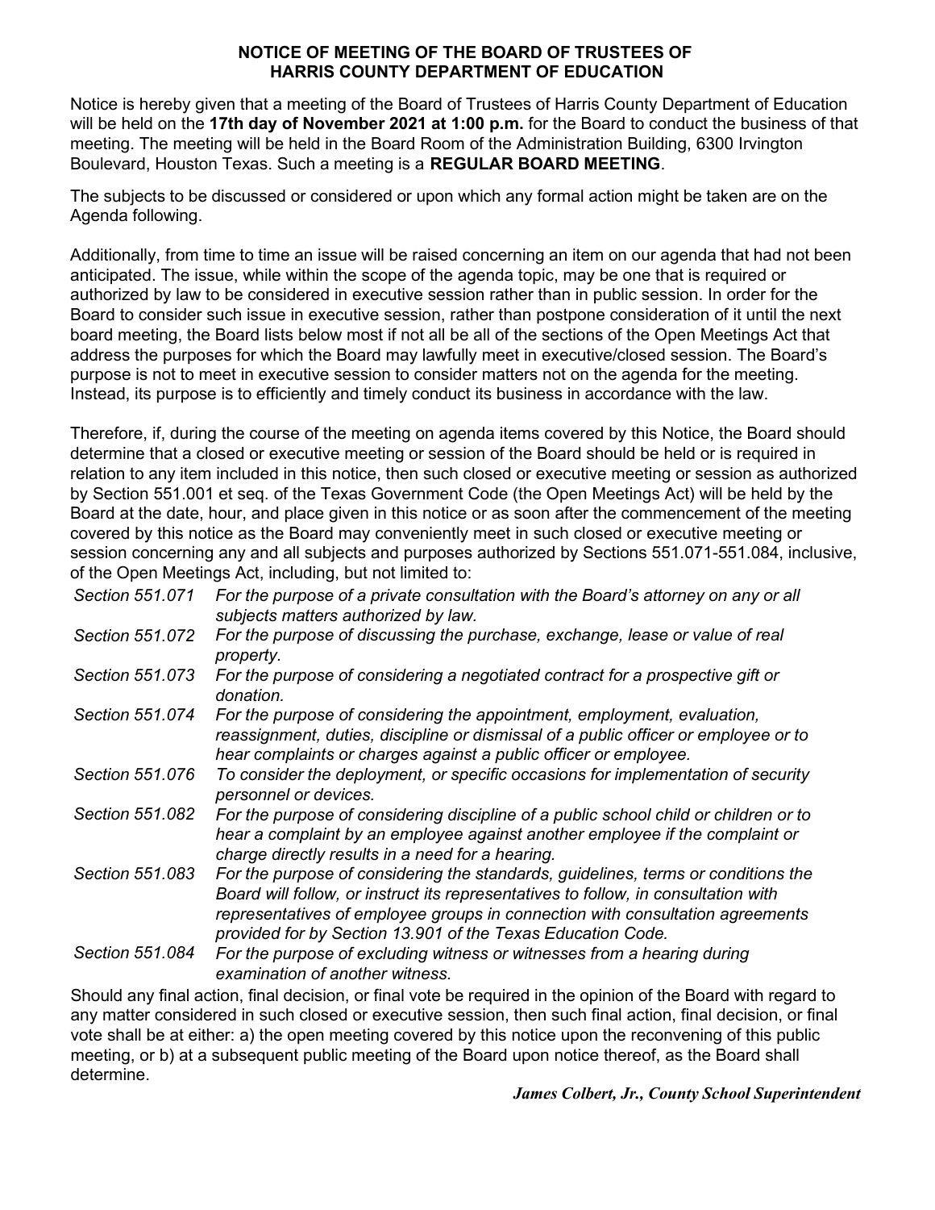# NOTICE OF MEETING OF THE BOARD OF TRUSTEES OF HARRIS COUNTY DEPARTMENT OF EDUCATION

Notice is hereby given that a meeting of the Board of Trustees of Harris County Department of Education will be held on the **17th day of November 2021 at 1:00 p.m.** for the Board to conduct the business of that meeting. The meeting will be held in the Board Room of the Administration Building, 6300 Irvington Boulevard, Houston Texas. Such a meeting is a **REGULAR BOARD MEETING**.

The subjects to be discussed or considered or upon which any formal action might be taken are on the Agenda following.

Additionally, from time to time an issue will be raised concerning an item on our agenda that had not been anticipated. The issue, while within the scope of the agenda topic, may be one that is required or authorized by law to be considered in executive session rather than in public session. In order for the Board to consider such issue in executive session, rather than postpone consideration of it until the next board meeting, the Board lists below most if not all be all of the sections of the Open Meetings Act that address the purposes for which the Board may lawfully meet in executive/closed session. The Board's purpose is not to meet in executive session to consider matters not on the agenda for the meeting. Instead, its purpose is to efficiently and timely conduct its business in accordance with the law.

Therefore, if, during the course of the meeting on agenda items covered by this Notice, the Board should determine that a closed or executive meeting or session of the Board should be held or is required in relation to any item included in this notice, then such closed or executive meeting or session as authorized by Section 551.001 et seq. of the Texas Government Code (the Open Meetings Act) will be held by the Board at the date, hour, and place given in this notice or as soon after the commencement of the meeting covered by this notice as the Board may conveniently meet in such closed or executive meeting or session concerning any and all subjects and purposes authorized by Sections 551.071-551.084, inclusive, of the Open Meetings Act, including, but not limited to:

*Section 551.071* *For the purpose of a private consultation with the Board's attorney on any or all subjects matters authorized by law.*

*Section 551.072* *For the purpose of discussing the purchase, exchange, lease or value of real property.*

*Section 551.073* *For the purpose of considering a negotiated contract for a prospective gift or donation.*

*Section 551.074* *For the purpose of considering the appointment, employment, evaluation, reassignment, duties, discipline or dismissal of a public officer or employee or to hear complaints or charges against a public officer or employee.*

*Section 551.076* *To consider the deployment, or specific occasions for implementation of security personnel or devices.*

*Section 551.082* *For the purpose of considering discipline of a public school child or children or to hear a complaint by an employee against another employee if the complaint or charge directly results in a need for a hearing.*

*Section 551.083* *For the purpose of considering the standards, guidelines, terms or conditions the Board will follow, or instruct its representatives to follow, in consultation with representatives of employee groups in connection with consultation agreements provided for by Section 13.901 of the Texas Education Code.*

*Section 551.084* *For the purpose of excluding witness or witnesses from a hearing during examination of another witness.*

Should any final action, final decision, or final vote be required in the opinion of the Board with regard to any matter considered in such closed or executive session, then such final action, final decision, or final vote shall be at either: a) the open meeting covered by this notice upon the reconvening of this public meeting, or b) at a subsequent public meeting of the Board upon notice thereof, as the Board shall determine.

***James Colbert, Jr., County School Superintendent***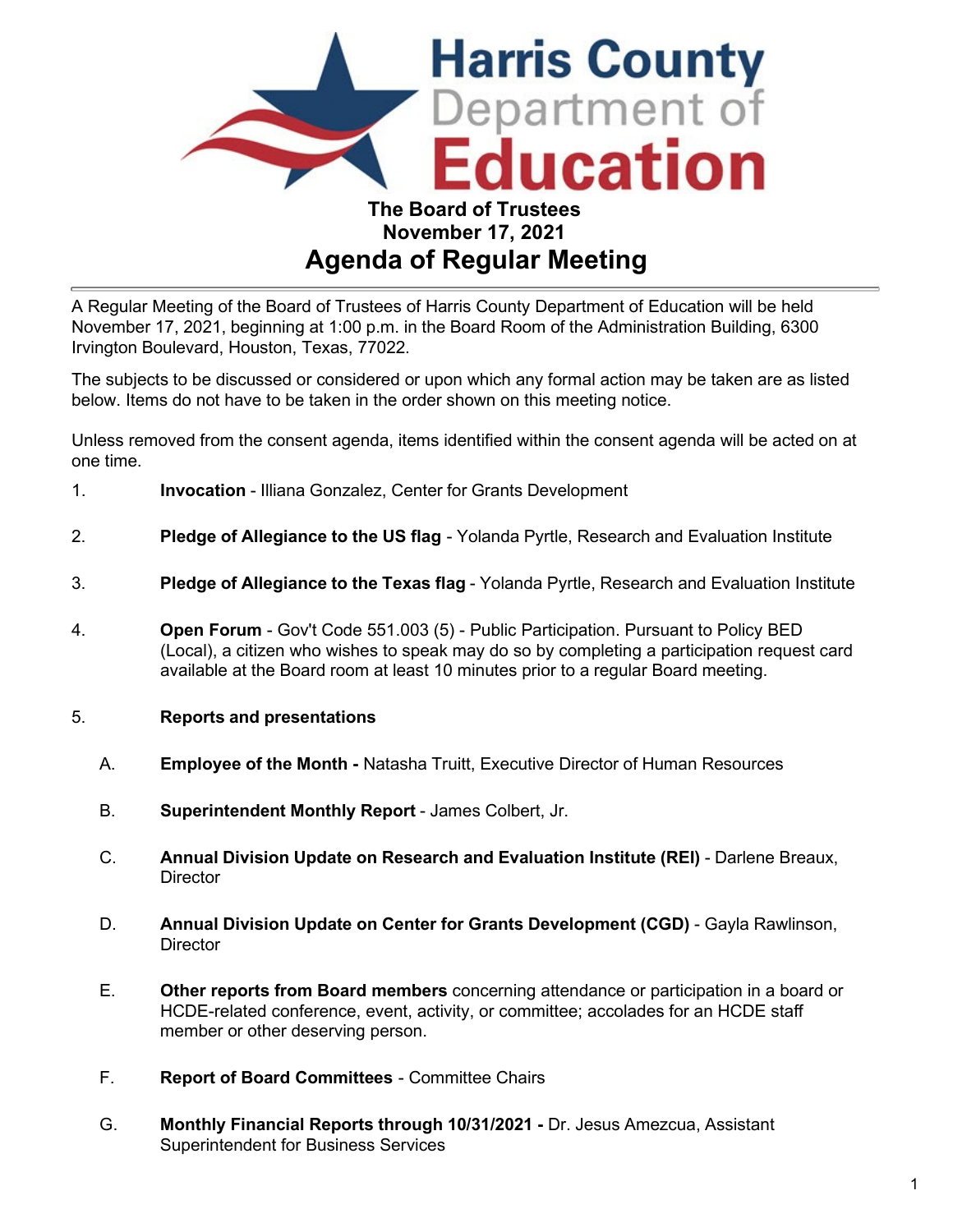# Harris County Department of Education

**The Board of Trustees**
**November 17, 2021**

## Agenda of Regular Meeting

A Regular Meeting of the Board of Trustees of Harris County Department of Education will be held November 17, 2021, beginning at 1:00 p.m. in the Board Room of the Administration Building, 6300 Irvington Boulevard, Houston, Texas, 77022.

The subjects to be discussed or considered or upon which any formal action may be taken are as listed below. Items do not have to be taken in the order shown on this meeting notice.

Unless removed from the consent agenda, items identified within the consent agenda will be acted on at one time.

1. **Invocation** - Illiana Gonzalez, Center for Grants Development

2. **Pledge of Allegiance to the US flag** - Yolanda Pyrtle, Research and Evaluation Institute

3. **Pledge of Allegiance to the Texas flag** - Yolanda Pyrtle, Research and Evaluation Institute

4. **Open Forum** - Gov't Code 551.003 (5) - Public Participation. Pursuant to Policy BED (Local), a citizen who wishes to speak may do so by completing a participation request card available at the Board room at least 10 minutes prior to a regular Board meeting.

5. **Reports and presentations**

   A. **Employee of the Month -** Natasha Truitt, Executive Director of Human Resources

   B. **Superintendent Monthly Report** - James Colbert, Jr.

   C. **Annual Division Update on Research and Evaluation Institute (REI)** - Darlene Breaux, Director

   D. **Annual Division Update on Center for Grants Development (CGD)** - Gayla Rawlinson, Director

   E. **Other reports from Board members** concerning attendance or participation in a board or HCDE-related conference, event, activity, or committee; accolades for an HCDE staff member or other deserving person.

   F. **Report of Board Committees** - Committee Chairs

   G. **Monthly Financial Reports through 10/31/2021 -** Dr. Jesus Amezcua, Assistant Superintendent for Business Services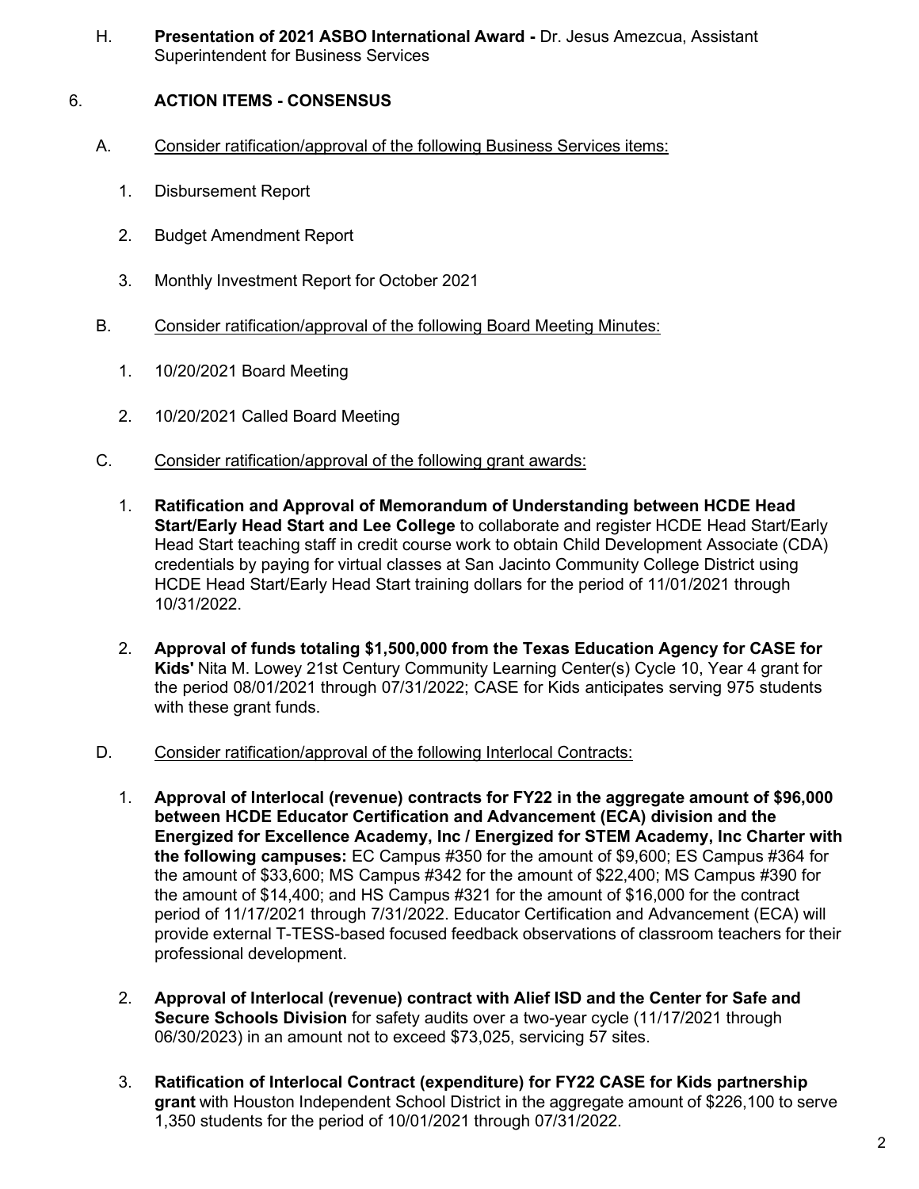H. **Presentation of 2021 ASBO International Award -** Dr. Jesus Amezcua, Assistant Superintendent for Business Services

6. **ACTION ITEMS - CONSENSUS**

A. Consider ratification/approval of the following Business Services items:

1. Disbursement Report
2. Budget Amendment Report
3. Monthly Investment Report for October 2021

B. Consider ratification/approval of the following Board Meeting Minutes:

1. 10/20/2021 Board Meeting
2. 10/20/2021 Called Board Meeting

C. Consider ratification/approval of the following grant awards:

1. **Ratification and Approval of Memorandum of Understanding between HCDE Head Start/Early Head Start and Lee College** to collaborate and register HCDE Head Start/Early Head Start teaching staff in credit course work to obtain Child Development Associate (CDA) credentials by paying for virtual classes at San Jacinto Community College District using HCDE Head Start/Early Head Start training dollars for the period of 11/01/2021 through 10/31/2022.

2. **Approval of funds totaling $1,500,000 from the Texas Education Agency for CASE for Kids'** Nita M. Lowey 21st Century Community Learning Center(s) Cycle 10, Year 4 grant for the period 08/01/2021 through 07/31/2022; CASE for Kids anticipates serving 975 students with these grant funds.

D. Consider ratification/approval of the following Interlocal Contracts:

1. **Approval of Interlocal (revenue) contracts for FY22 in the aggregate amount of $96,000 between HCDE Educator Certification and Advancement (ECA) division and the Energized for Excellence Academy, Inc / Energized for STEM Academy, Inc Charter with the following campuses:** EC Campus #350 for the amount of $9,600; ES Campus #364 for the amount of $33,600; MS Campus #342 for the amount of $22,400; MS Campus #390 for the amount of $14,400; and HS Campus #321 for the amount of $16,000 for the contract period of 11/17/2021 through 7/31/2022. Educator Certification and Advancement (ECA) will provide external T-TESS-based focused feedback observations of classroom teachers for their professional development.

2. **Approval of Interlocal (revenue) contract with Alief ISD and the Center for Safe and Secure Schools Division** for safety audits over a two-year cycle (11/17/2021 through 06/30/2023) in an amount not to exceed $73,025, servicing 57 sites.

3. **Ratification of Interlocal Contract (expenditure) for FY22 CASE for Kids partnership grant** with Houston Independent School District in the aggregate amount of $226,100 to serve 1,350 students for the period of 10/01/2021 through 07/31/2022.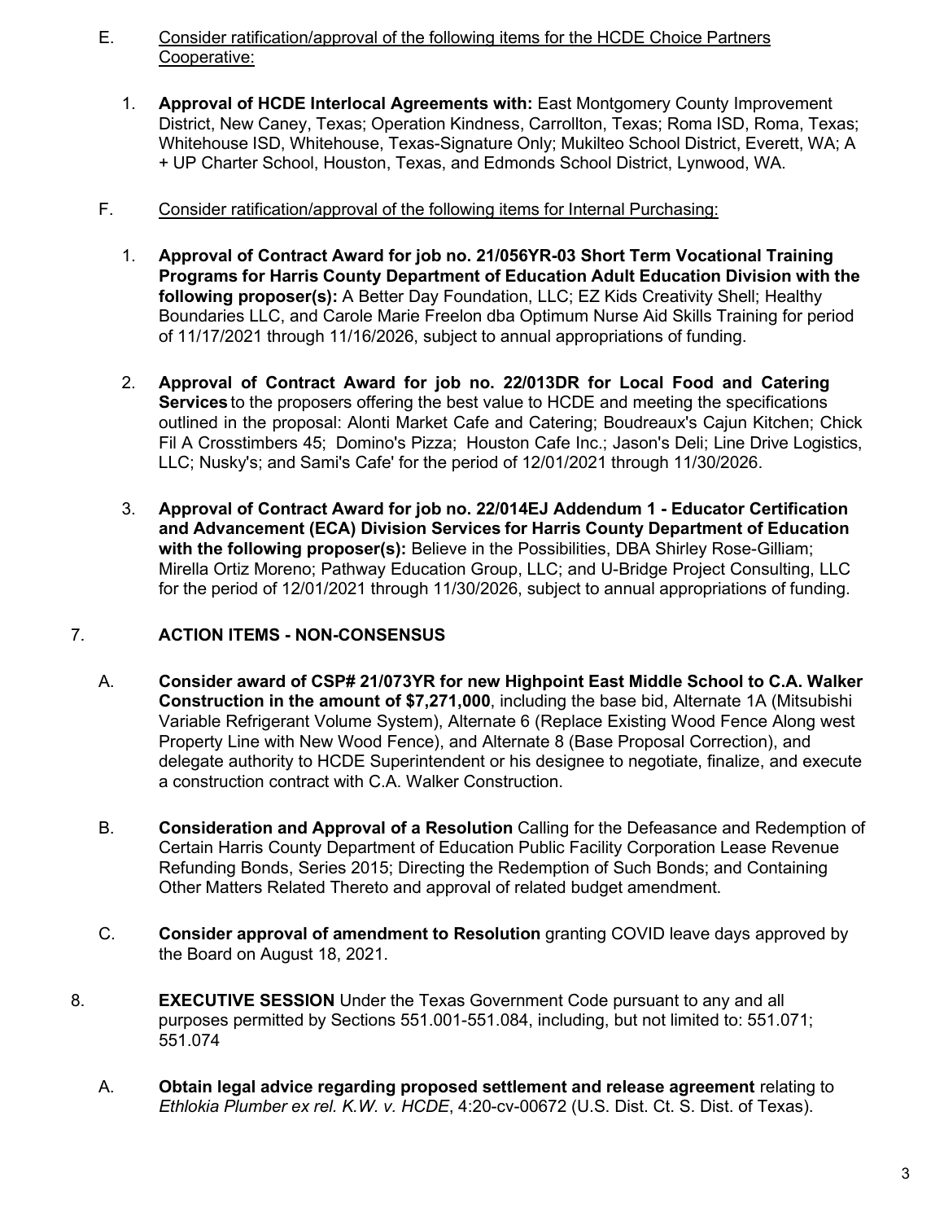E. Consider ratification/approval of the following items for the HCDE Choice Partners Cooperative:

   1. **Approval of HCDE Interlocal Agreements with:** East Montgomery County Improvement District, New Caney, Texas; Operation Kindness, Carrollton, Texas; Roma ISD, Roma, Texas; Whitehouse ISD, Whitehouse, Texas-Signature Only; Mukilteo School District, Everett, WA; A + UP Charter School, Houston, Texas, and Edmonds School District, Lynwood, WA.

F. Consider ratification/approval of the following items for Internal Purchasing:

   1. **Approval of Contract Award for job no. 21/056YR-03 Short Term Vocational Training Programs for Harris County Department of Education Adult Education Division with the following proposer(s):** A Better Day Foundation, LLC; EZ Kids Creativity Shell; Healthy Boundaries LLC, and Carole Marie Freelon dba Optimum Nurse Aid Skills Training for period of 11/17/2021 through 11/16/2026, subject to annual appropriations of funding.

   2. **Approval of Contract Award for job no. 22/013DR for Local Food and Catering Services** to the proposers offering the best value to HCDE and meeting the specifications outlined in the proposal: Alonti Market Cafe and Catering; Boudreaux's Cajun Kitchen; Chick Fil A Crosstimbers 45; Domino's Pizza; Houston Cafe Inc.; Jason's Deli; Line Drive Logistics, LLC; Nusky's; and Sami's Cafe' for the period of 12/01/2021 through 11/30/2026.

   3. **Approval of Contract Award for job no. 22/014EJ Addendum 1 - Educator Certification and Advancement (ECA) Division Services for Harris County Department of Education with the following proposer(s):** Believe in the Possibilities, DBA Shirley Rose-Gilliam; Mirella Ortiz Moreno; Pathway Education Group, LLC; and U-Bridge Project Consulting, LLC for the period of 12/01/2021 through 11/30/2026, subject to annual appropriations of funding.

## 7. ACTION ITEMS - NON-CONSENSUS

A. **Consider award of CSP# 21/073YR for new Highpoint East Middle School to C.A. Walker Construction in the amount of $7,271,000**, including the base bid, Alternate 1A (Mitsubishi Variable Refrigerant Volume System), Alternate 6 (Replace Existing Wood Fence Along west Property Line with New Wood Fence), and Alternate 8 (Base Proposal Correction), and delegate authority to HCDE Superintendent or his designee to negotiate, finalize, and execute a construction contract with C.A. Walker Construction.

B. **Consideration and Approval of a Resolution** Calling for the Defeasance and Redemption of Certain Harris County Department of Education Public Facility Corporation Lease Revenue Refunding Bonds, Series 2015; Directing the Redemption of Such Bonds; and Containing Other Matters Related Thereto and approval of related budget amendment.

C. **Consider approval of amendment to Resolution** granting COVID leave days approved by the Board on August 18, 2021.

## 8. EXECUTIVE SESSION

**EXECUTIVE SESSION** Under the Texas Government Code pursuant to any and all purposes permitted by Sections 551.001-551.084, including, but not limited to: 551.071; 551.074

A. **Obtain legal advice regarding proposed settlement and release agreement** relating to *Ethlokia Plumber ex rel. K.W. v. HCDE*, 4:20-cv-00672 (U.S. Dist. Ct. S. Dist. of Texas).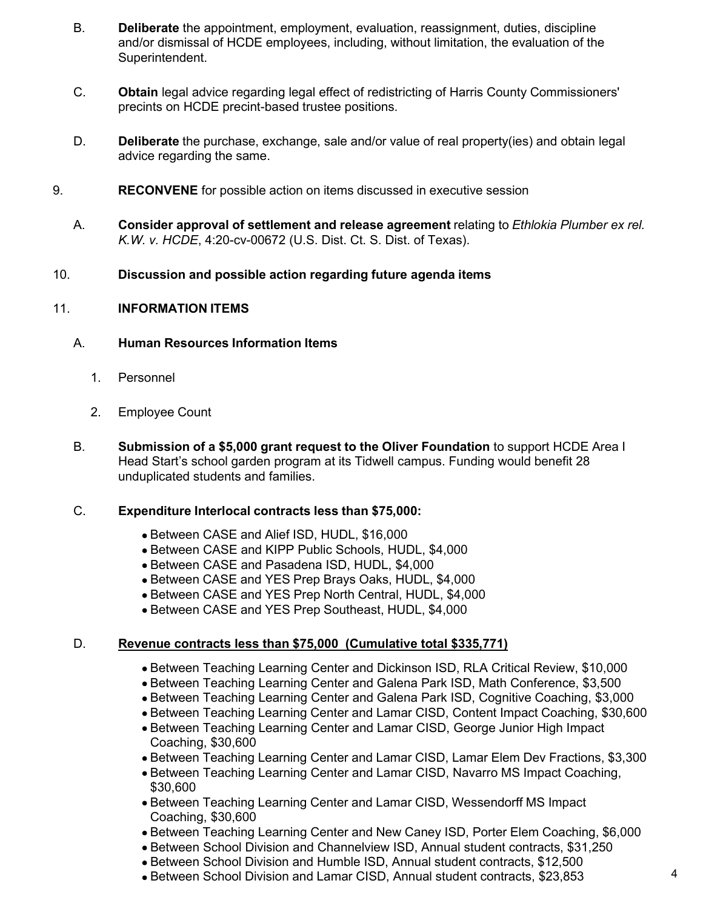B. **Deliberate** the appointment, employment, evaluation, reassignment, duties, discipline and/or dismissal of HCDE employees, including, without limitation, the evaluation of the Superintendent.

C. **Obtain** legal advice regarding legal effect of redistricting of Harris County Commissioners' precints on HCDE precint-based trustee positions.

D. **Deliberate** the purchase, exchange, sale and/or value of real property(ies) and obtain legal advice regarding the same.

9. **RECONVENE** for possible action on items discussed in executive session

A. **Consider approval of settlement and release agreement** relating to *Ethlokia Plumber ex rel. K.W. v. HCDE*, 4:20-cv-00672 (U.S. Dist. Ct. S. Dist. of Texas).

10. **Discussion and possible action regarding future agenda items**

11. **INFORMATION ITEMS**

A. **Human Resources Information Items**

1. Personnel

2. Employee Count

B. **Submission of a $5,000 grant request to the Oliver Foundation** to support HCDE Area I Head Start's school garden program at its Tidwell campus. Funding would benefit 28 unduplicated students and families.

C. **Expenditure Interlocal contracts less than $75,000:**

- Between CASE and Alief ISD, HUDL, $16,000
- Between CASE and KIPP Public Schools, HUDL, $4,000
- Between CASE and Pasadena ISD, HUDL, $4,000
- Between CASE and YES Prep Brays Oaks, HUDL, $4,000
- Between CASE and YES Prep North Central, HUDL, $4,000
- Between CASE and YES Prep Southeast, HUDL, $4,000

D. <u>**Revenue contracts less than $75,000 (Cumulative total $335,771)**</u>

- Between Teaching Learning Center and Dickinson ISD, RLA Critical Review, $10,000
- Between Teaching Learning Center and Galena Park ISD, Math Conference, $3,500
- Between Teaching Learning Center and Galena Park ISD, Cognitive Coaching, $3,000
- Between Teaching Learning Center and Lamar CISD, Content Impact Coaching, $30,600
- Between Teaching Learning Center and Lamar CISD, George Junior High Impact Coaching, $30,600
- Between Teaching Learning Center and Lamar CISD, Lamar Elem Dev Fractions, $3,300
- Between Teaching Learning Center and Lamar CISD, Navarro MS Impact Coaching, $30,600
- Between Teaching Learning Center and Lamar CISD, Wessendorff MS Impact Coaching, $30,600
- Between Teaching Learning Center and New Caney ISD, Porter Elem Coaching, $6,000
- Between School Division and Channelview ISD, Annual student contracts, $31,250
- Between School Division and Humble ISD, Annual student contracts, $12,500
- Between School Division and Lamar CISD, Annual student contracts, $23,853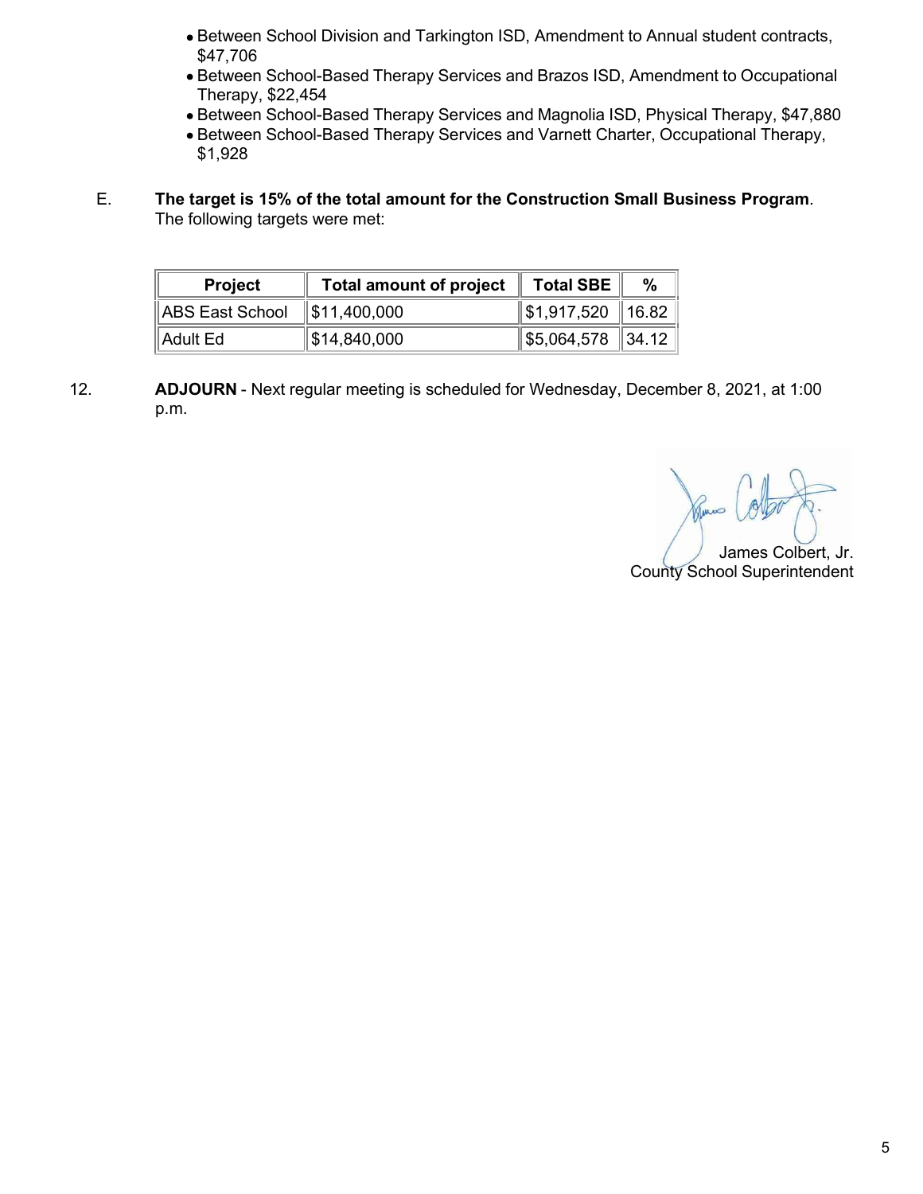- Between School Division and Tarkington ISD, Amendment to Annual student contracts, $47,706
- Between School-Based Therapy Services and Brazos ISD, Amendment to Occupational Therapy, $22,454
- Between School-Based Therapy Services and Magnolia ISD, Physical Therapy, $47,880
- Between School-Based Therapy Services and Varnett Charter, Occupational Therapy, $1,928

E. **The target is 15% of the total amount for the Construction Small Business Program**. The following targets were met:

| Project | Total amount of project | Total SBE | % |
|---|---|---|---|
| ABS East School | $11,400,000 | $1,917,520 | 16.82 |
| Adult Ed | $14,840,000 | $5,064,578 | 34.12 |

12. **ADJOURN** - Next regular meeting is scheduled for Wednesday, December 8, 2021, at 1:00 p.m.

James Colbert, Jr.
County School Superintendent